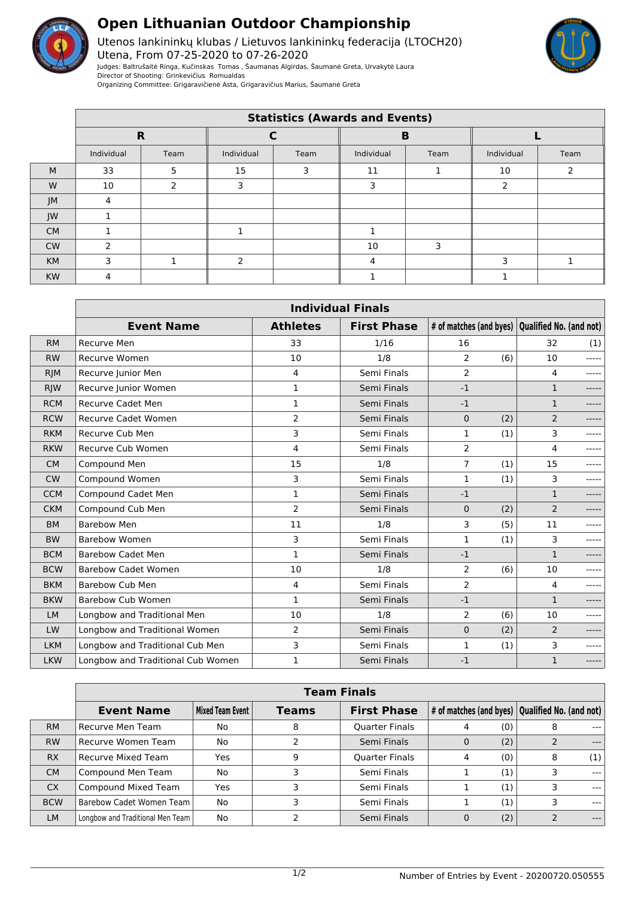# Open Lithuanian Outdoor Championship

Utenos lankininkų klubas / Lietuvos lankininkų federacija (LTOCH20)
Utena, From 07-25-2020 to 07-26-2020
Judges: Baltrušaitė Ringa, Kučinskas Tomas , Šaumanas Algirdas, Šaumanė Greta, Urvakytė Laura
Director of Shooting: Grinkevičius Romualdas
Organizing Committee: Grigaravičienė Asta, Grigaravičius Marius, Šaumanė Greta

| | Statistics (Awards and Events) | | | | | | | |
|---|---|---|---|---|---|---|---|---|
| | R | | C | | B | | L | |
| | Individual | Team | Individual | Team | Individual | Team | Individual | Team |
| M | 33 | 5 | 15 | 3 | 11 | 1 | 10 | 2 |
| W | 10 | 2 | 3 | | 3 | | 2 | |
| JM | 4 | | | | | | | |
| JW | 1 | | | | | | | |
| CM | 1 | | 1 | | 1 | | | |
| CW | 2 | | | | 10 | 3 | | |
| KM | 3 | 1 | 2 | | 4 | | 3 | 1 |
| KW | 4 | | | | 1 | | 1 | |

| | Individual Finals | | | | | | |
|---|---|---|---|---|---|---|---|
| | Event Name | Athletes | First Phase | # of matches (and byes) | | Qualified No. (and not) | |
| RM | Recurve Men | 33 | 1/16 | 16 | | 32 | (1) |
| RW | Recurve Women | 10 | 1/8 | 2 | (6) | 10 | ----- |
| RJM | Recurve Junior Men | 4 | Semi Finals | 2 | | 4 | ----- |
| RJW | Recurve Junior Women | 1 | Semi Finals | -1 | | 1 | ----- |
| RCM | Recurve Cadet Men | 1 | Semi Finals | -1 | | 1 | ----- |
| RCW | Recurve Cadet Women | 2 | Semi Finals | 0 | (2) | 2 | ----- |
| RKM | Recurve Cub Men | 3 | Semi Finals | 1 | (1) | 3 | ----- |
| RKW | Recurve Cub Women | 4 | Semi Finals | 2 | | 4 | ----- |
| CM | Compound Men | 15 | 1/8 | 7 | (1) | 15 | ----- |
| CW | Compound Women | 3 | Semi Finals | 1 | (1) | 3 | ----- |
| CCM | Compound Cadet Men | 1 | Semi Finals | -1 | | 1 | ----- |
| CKM | Compound Cub Men | 2 | Semi Finals | 0 | (2) | 2 | ----- |
| BM | Barebow Men | 11 | 1/8 | 3 | (5) | 11 | ----- |
| BW | Barebow Women | 3 | Semi Finals | 1 | (1) | 3 | ----- |
| BCM | Barebow Cadet Men | 1 | Semi Finals | -1 | | 1 | ----- |
| BCW | Barebow Cadet Women | 10 | 1/8 | 2 | (6) | 10 | ----- |
| BKM | Barebow Cub Men | 4 | Semi Finals | 2 | | 4 | ----- |
| BKW | Barebow Cub Women | 1 | Semi Finals | -1 | | 1 | ----- |
| LM | Longbow and Traditional Men | 10 | 1/8 | 2 | (6) | 10 | ----- |
| LW | Longbow and Traditional Women | 2 | Semi Finals | 0 | (2) | 2 | ----- |
| LKM | Longbow and Traditional Cub Men | 3 | Semi Finals | 1 | (1) | 3 | ----- |
| LKW | Longbow and Traditional Cub Women | 1 | Semi Finals | -1 | | 1 | ----- |

| | Team Finals | | | | | | | |
|---|---|---|---|---|---|---|---|---|
| | Event Name | Mixed Team Event | Teams | First Phase | # of matches (and byes) | | Qualified No. (and not) | |
| RM | Recurve Men Team | No | 8 | Quarter Finals | 4 | (0) | 8 | --- |
| RW | Recurve Women Team | No | 2 | Semi Finals | 0 | (2) | 2 | --- |
| RX | Recurve Mixed Team | Yes | 9 | Quarter Finals | 4 | (0) | 8 | (1) |
| CM | Compound Men Team | No | 3 | Semi Finals | 1 | (1) | 3 | --- |
| CX | Compound Mixed Team | Yes | 3 | Semi Finals | 1 | (1) | 3 | --- |
| BCW | Barebow Cadet Women Team | No | 3 | Semi Finals | 1 | (1) | 3 | --- |
| LM | Longbow and Traditional Men Team | No | 2 | Semi Finals | 0 | (2) | 2 | --- |

Number of Entries by Event - 20200720.050555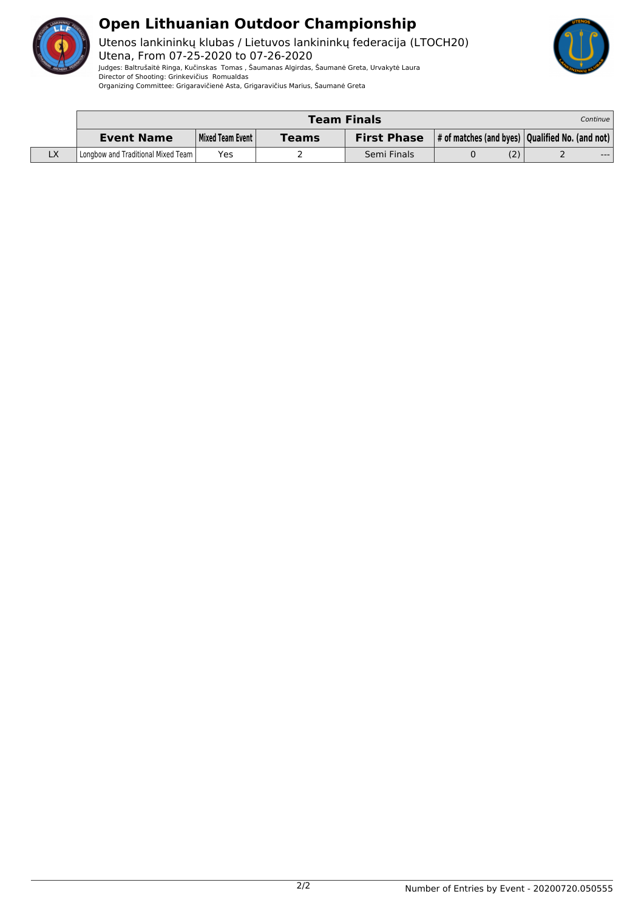# Open Lithuanian Outdoor Championship

Utenos lankininkų klubas / Lietuvos lankininkų federacija (LTOCH20)
Utena, From 07-25-2020 to 07-26-2020
Judges: Baltrušaitė Ringa, Kučinskas Tomas , Šaumanas Algirdas, Šaumanė Greta, Urvakytė Laura
Director of Shooting: Grinkevičius Romualdas
Organizing Committee: Grigaravičienė Asta, Grigaravičius Marius, Šaumanė Greta

| | Team Finals | | | | | | | *Continue* |
|---|---|---|---|---|---|---|---|---|
| | **Event Name** | **Mixed Team Event** | **Teams** | **First Phase** | **# of matches (and byes)** | | **Qualified No. (and not)** | |
| LX | Longbow and Traditional Mixed Team | Yes | 2 | Semi Finals | 0 | (2) | 2 | --- |

Number of Entries by Event - 20200720.050555